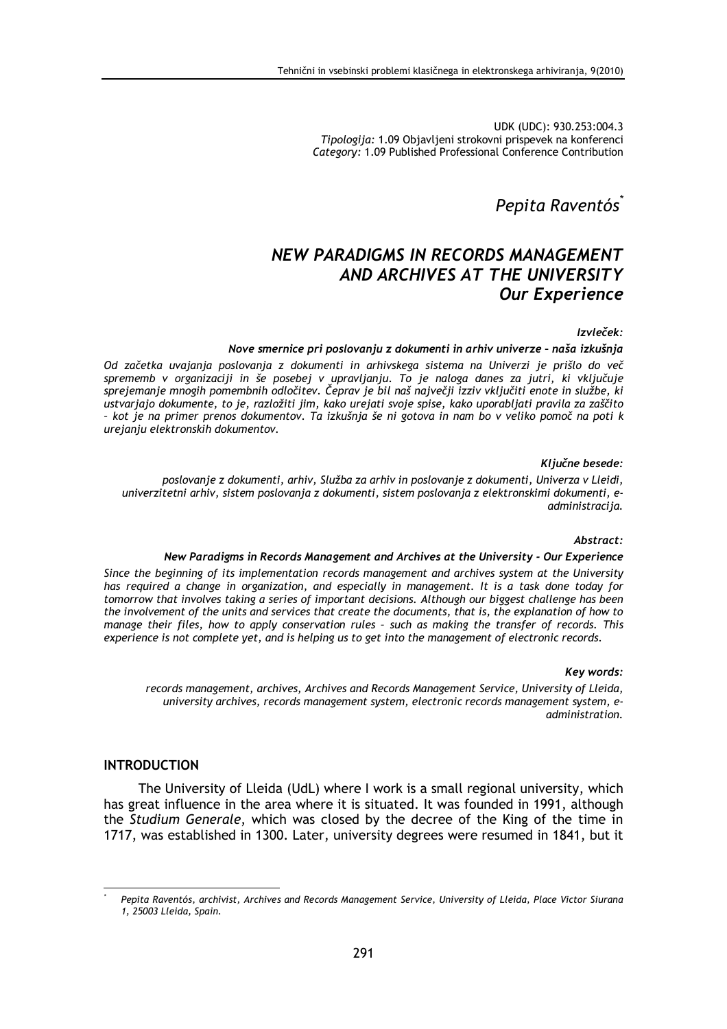UDK (UDC): 930.253:004.3
*Tipologija:* 1.09 Objavljeni strokovni prispevek na konferenci
*Category:* 1.09 Published Professional Conference Contribution

*Pepita Raventós*[*]

# *NEW PARADIGMS IN RECORDS MANAGEMENT AND ARCHIVES AT THE UNIVERSITY*
## *Our Experience*

***Izvleček:***

***Nove smernice pri poslovanju z dokumenti in arhiv univerze – naša izkušnja***

*Od začetka uvajanja poslovanja z dokumenti in arhivskega sistema na Univerzi je prišlo do več sprememb v organizaciji in še posebej v upravljanju. To je naloga danes za jutri, ki vključuje sprejemanje mnogih pomembnih odločitev. Čeprav je bil naš največji izziv vključiti enote in službe, ki ustvarjajo dokumente, to je, razložiti jim, kako urejati svoje spise, kako uporabljati pravila za zaščito – kot je na primer prenos dokumentov. Ta izkušnja še ni gotova in nam bo v veliko pomoč na poti k urejanju elektronskih dokumentov.*

***Ključne besede:***

*poslovanje z dokumenti, arhiv, Služba za arhiv in poslovanje z dokumenti, Univerza v Lleidi, univerzitetni arhiv, sistem poslovanja z dokumenti, sistem poslovanja z elektronskimi dokumenti, e-administracija.*

***Abstract:***

***New Paradigms in Records Management and Archives at the University - Our Experience***

*Since the beginning of its implementation records management and archives system at the University has required a change in organization, and especially in management. It is a task done today for tomorrow that involves taking a series of important decisions. Although our biggest challenge has been the involvement of the units and services that create the documents, that is, the explanation of how to manage their files, how to apply conservation rules – such as making the transfer of records. This experience is not complete yet, and is helping us to get into the management of electronic records.*

***Key words:***

*records management, archives, Archives and Records Management Service, University of Lleida, university archives, records management system, electronic records management system, e-administration.*

## INTRODUCTION

The University of Lleida (UdL) where I work is a small regional university, which has great influence in the area where it is situated. It was founded in 1991, although the *Studium Generale*, which was closed by the decree of the King of the time in 1717, was established in 1300. Later, university degrees were resumed in 1841, but it

---

[*] *Pepita Raventós, archivist, Archives and Records Management Service, University of Lleida, Place Victor Siurana 1, 25003 Lleida, Spain.*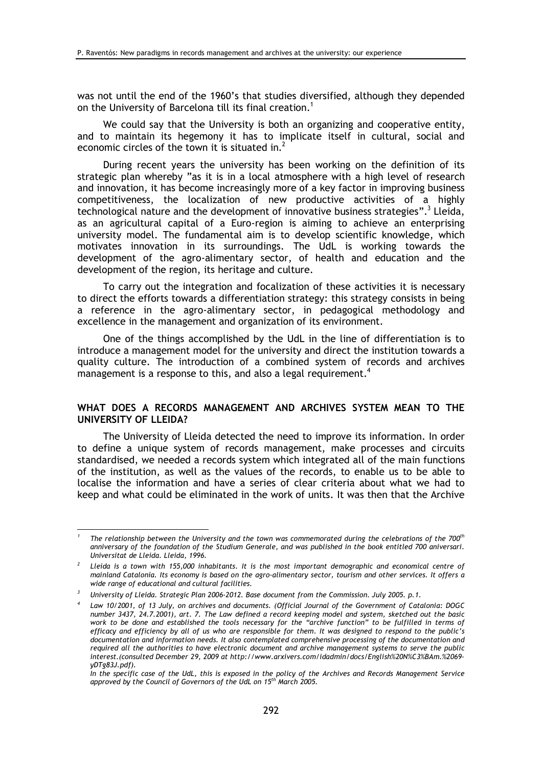was not until the end of the 1960's that studies diversified, although they depended on the University of Barcelona till its final creation.[1]

We could say that the University is both an organizing and cooperative entity, and to maintain its hegemony it has to implicate itself in cultural, social and economic circles of the town it is situated in.[2]

During recent years the university has been working on the definition of its strategic plan whereby "as it is in a local atmosphere with a high level of research and innovation, it has become increasingly more of a key factor in improving business competitiveness, the localization of new productive activities of a highly technological nature and the development of innovative business strategies".[3] Lleida, as an agricultural capital of a Euro-region is aiming to achieve an enterprising university model. The fundamental aim is to develop scientific knowledge, which motivates innovation in its surroundings. The UdL is working towards the development of the agro-alimentary sector, of health and education and the development of the region, its heritage and culture.

To carry out the integration and focalization of these activities it is necessary to direct the efforts towards a differentiation strategy: this strategy consists in being a reference in the agro-alimentary sector, in pedagogical methodology and excellence in the management and organization of its environment.

One of the things accomplished by the UdL in the line of differentiation is to introduce a management model for the university and direct the institution towards a quality culture. The introduction of a combined system of records and archives management is a response to this, and also a legal requirement.[4]

## WHAT DOES A RECORDS MANAGEMENT AND ARCHIVES SYSTEM MEAN TO THE UNIVERSITY OF LLEIDA?

The University of Lleida detected the need to improve its information. In order to define a unique system of records management, make processes and circuits standardised, we needed a records system which integrated all of the main functions of the institution, as well as the values of the records, to enable us to be able to localise the information and have a series of clear criteria about what we had to keep and what could be eliminated in the work of units. It was then that the Archive

---

[1] *The relationship between the University and the town was commemorated during the celebrations of the 700th anniversary of the foundation of the Studium Generale, and was published in the book entitled 700 aniversari. Universitat de Lleida. Lleida, 1996.*

[2] *Lleida is a town with 155,000 inhabitants. It is the most important demographic and economical centre of mainland Catalonia. Its economy is based on the agro-alimentary sector, tourism and other services. It offers a wide range of educational and cultural facilities.*

[3] *University of Lleida. Strategic Plan 2006-2012. Base document from the Commission. July 2005. p.1.*

[4] *Law 10/2001, of 13 July, on archives and documents. (Official Journal of the Government of Catalonia: DOGC number 3437, 24.7.2001), art. 7. The Law defined a record keeping model and system, sketched out the basic work to be done and established the tools necessary for the "archive function" to be fulfilled in terms of efficacy and efficiency by all of us who are responsible for them. It was designed to respond to the public's documentation and information needs. It also contemplated comprehensive processing of the documentation and required all the authorities to have electronic document and archive management systems to serve the public interest.(consulted December 29, 2009 at http://www.arxivers.com/idadmin/docs/English%20N%C3%BAm.%2069-yDTg83J.pdf).*

*In the specific case of the UdL, this is exposed in the policy of the Archives and Records Management Service approved by the Council of Governors of the UdL on 15th March 2005.*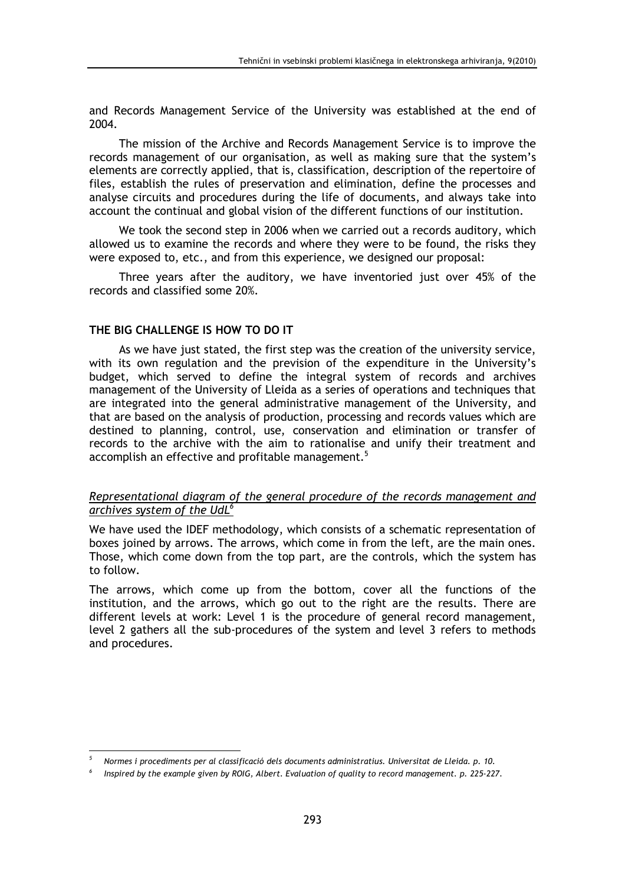and Records Management Service of the University was established at the end of 2004.

The mission of the Archive and Records Management Service is to improve the records management of our organisation, as well as making sure that the system's elements are correctly applied, that is, classification, description of the repertoire of files, establish the rules of preservation and elimination, define the processes and analyse circuits and procedures during the life of documents, and always take into account the continual and global vision of the different functions of our institution.

We took the second step in 2006 when we carried out a records auditory, which allowed us to examine the records and where they were to be found, the risks they were exposed to, etc., and from this experience, we designed our proposal:

Three years after the auditory, we have inventoried just over 45% of the records and classified some 20%.

## THE BIG CHALLENGE IS HOW TO DO IT

As we have just stated, the first step was the creation of the university service, with its own regulation and the prevision of the expenditure in the University's budget, which served to define the integral system of records and archives management of the University of Lleida as a series of operations and techniques that are integrated into the general administrative management of the University, and that are based on the analysis of production, processing and records values which are destined to planning, control, use, conservation and elimination or transfer of records to the archive with the aim to rationalise and unify their treatment and accomplish an effective and profitable management.[5]

### Representational diagram of the general procedure of the records management and archives system of the UdL[6]

We have used the IDEF methodology, which consists of a schematic representation of boxes joined by arrows. The arrows, which come in from the left, are the main ones. Those, which come down from the top part, are the controls, which the system has to follow.

The arrows, which come up from the bottom, cover all the functions of the institution, and the arrows, which go out to the right are the results. There are different levels at work: Level 1 is the procedure of general record management, level 2 gathers all the sub-procedures of the system and level 3 refers to methods and procedures.

---

[5] *Normes i procediments per al classificació dels documents administratius. Universitat de Lleida. p. 10.*

[6] *Inspired by the example given by ROIG, Albert. Evaluation of quality to record management. p. 225-227.*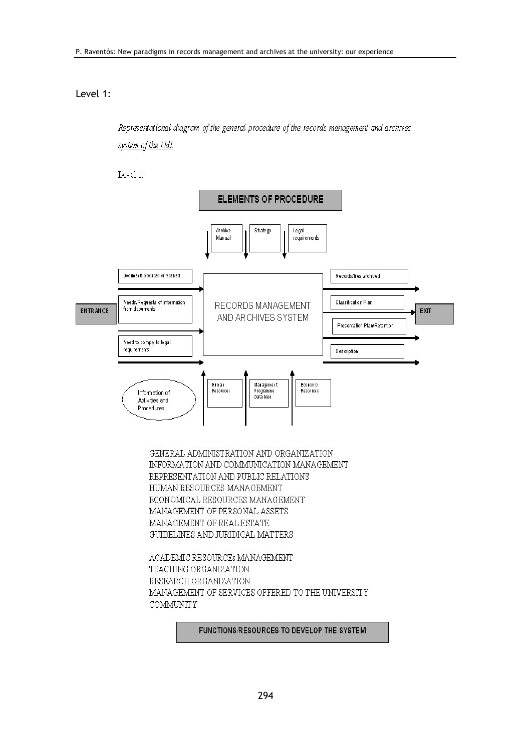Level 1:

*Representational diagram of the general procedure of the records management and archives system of the UdL*

Level 1:

ELEMENTS OF PROCEDURE

Archive Manual

Strategy

Legal requirements

ENTRANCE

Documents produced or received

Needs/Requests of information from documents

Need to comply to legal requirements

RECORDS MANAGEMENT AND ARCHIVES SYSTEM

Records/files archived

Classification Plan

Preservation Plan/Retention

Description

EXIT

Information of Activities and Procedures

Human Resources

Management Programme Data base

Economic Resources

GENERAL ADMINISTRATION AND ORGANIZATION
INFORMATION AND COMMUNICATION MANAGEMENT
REPRESENTATION AND PUBLIC RELATIONS
HUMAN RESOURCES MANAGEMENT
ECONOMICAL RESOURCES MANAGEMENT
MANAGEMENT OF PERSONAL ASSETS
MANAGEMENT OF REAL ESTATE
GUIDELINES AND JURIDICAL MATTERS

ACADEMIC RESOURCEs MANAGEMENT
TEACHING ORGANIZATION
RESEARCH ORGANIZATION
MANAGEMENT OF SERVICES OFFERED TO THE UNIVERSITY COMMUNITY

FUNCTIONS/RESOURCES TO DEVELOP THE SYSTEM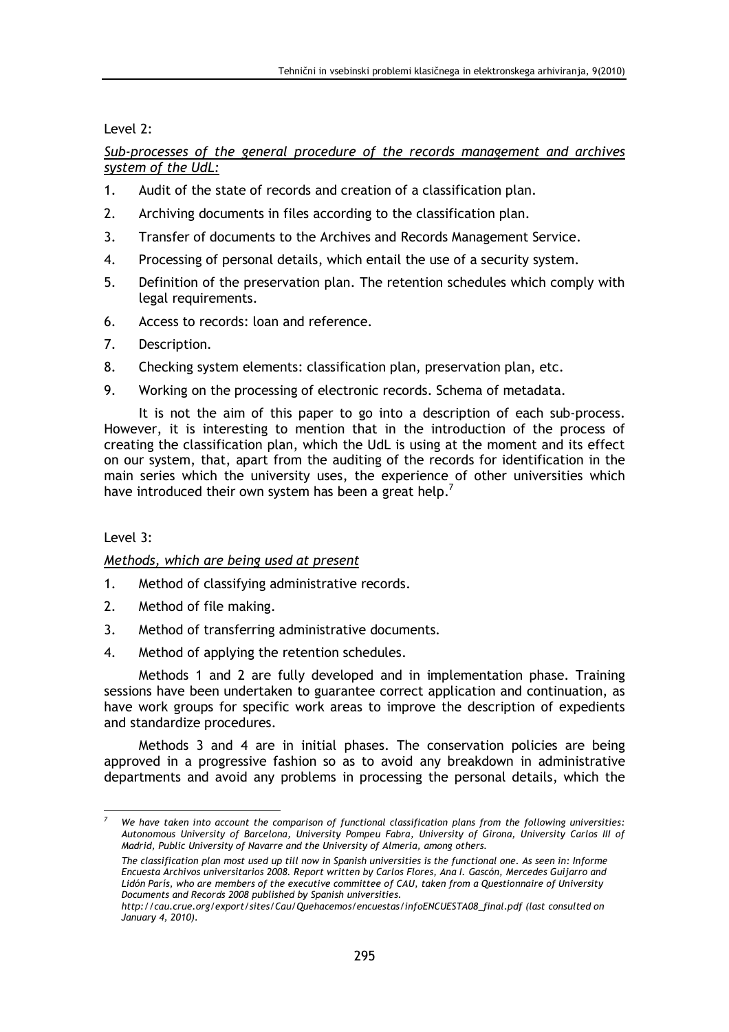Level 2:

<u>*Sub-processes of the general procedure of the records management and archives system of the UdL:*</u>

1. Audit of the state of records and creation of a classification plan.
2. Archiving documents in files according to the classification plan.
3. Transfer of documents to the Archives and Records Management Service.
4. Processing of personal details, which entail the use of a security system.
5. Definition of the preservation plan. The retention schedules which comply with legal requirements.
6. Access to records: loan and reference.
7. Description.
8. Checking system elements: classification plan, preservation plan, etc.
9. Working on the processing of electronic records. Schema of metadata.

It is not the aim of this paper to go into a description of each sub-process. However, it is interesting to mention that in the introduction of the process of creating the classification plan, which the UdL is using at the moment and its effect on our system, that, apart from the auditing of the records for identification in the main series which the university uses, the experience of other universities which have introduced their own system has been a great help.[7]

Level 3:

<u>*Methods, which are being used at present*</u>

1. Method of classifying administrative records.
2. Method of file making.
3. Method of transferring administrative documents.
4. Method of applying the retention schedules.

Methods 1 and 2 are fully developed and in implementation phase. Training sessions have been undertaken to guarantee correct application and continuation, as have work groups for specific work areas to improve the description of expedients and standardize procedures.

Methods 3 and 4 are in initial phases. The conservation policies are being approved in a progressive fashion so as to avoid any breakdown in administrative departments and avoid any problems in processing the personal details, which the

---

[7] *We have taken into account the comparison of functional classification plans from the following universities: Autonomous University of Barcelona, University Pompeu Fabra, University of Girona, University Carlos III of Madrid, Public University of Navarre and the University of Almeria, among others.*

*The classification plan most used up till now in Spanish universities is the functional one. As seen in: Informe Encuesta Archivos universitarios 2008. Report written by Carlos Flores, Ana I. Gascón, Mercedes Guijarro and Lidón París, who are members of the executive committee of CAU, taken from a Questionnaire of University Documents and Records 2008 published by Spanish universities.*

*http://cau.crue.org/export/sites/Cau/Quehacemos/encuestas/infoENCUESTA08_final.pdf (last consulted on January 4, 2010).*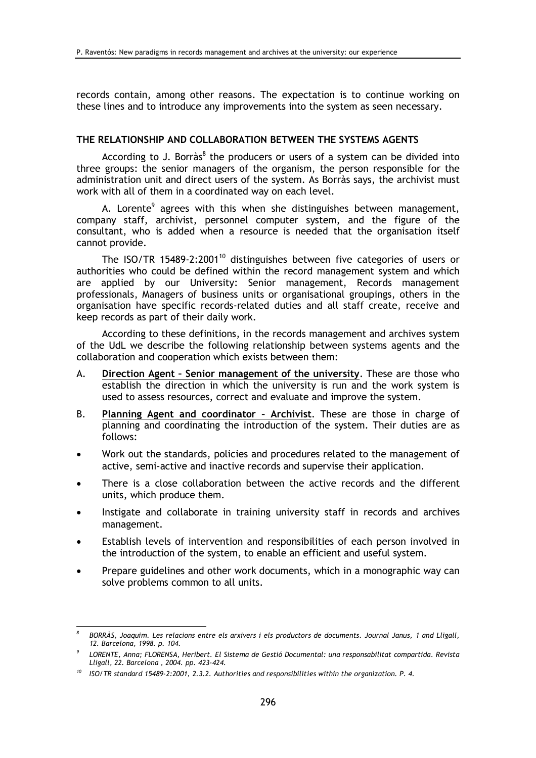records contain, among other reasons. The expectation is to continue working on these lines and to introduce any improvements into the system as seen necessary.

## THE RELATIONSHIP AND COLLABORATION BETWEEN THE SYSTEMS AGENTS

According to J. Borràs[8] the producers or users of a system can be divided into three groups: the senior managers of the organism, the person responsible for the administration unit and direct users of the system. As Borràs says, the archivist must work with all of them in a coordinated way on each level.

A. Lorente[9] agrees with this when she distinguishes between management, company staff, archivist, personnel computer system, and the figure of the consultant, who is added when a resource is needed that the organisation itself cannot provide.

The ISO/TR 15489-2:2001[10] distinguishes between five categories of users or authorities who could be defined within the record management system and which are applied by our University: Senior management, Records management professionals, Managers of business units or organisational groupings, others in the organisation have specific records-related duties and all staff create, receive and keep records as part of their daily work.

According to these definitions, in the records management and archives system of the UdL we describe the following relationship between systems agents and the collaboration and cooperation which exists between them:

A. **Direction Agent – Senior management of the university**. These are those who establish the direction in which the university is run and the work system is used to assess resources, correct and evaluate and improve the system.

B. **Planning Agent and coordinator – Archivist**. These are those in charge of planning and coordinating the introduction of the system. Their duties are as follows:

- Work out the standards, policies and procedures related to the management of active, semi-active and inactive records and supervise their application.
- There is a close collaboration between the active records and the different units, which produce them.
- Instigate and collaborate in training university staff in records and archives management.
- Establish levels of intervention and responsibilities of each person involved in the introduction of the system, to enable an efficient and useful system.
- Prepare guidelines and other work documents, which in a monographic way can solve problems common to all units.

---

[8] *BORRÀS, Joaquim. Les relacions entre els arxivers i els productors de documents. Journal Janus, 1 and Lligall, 12. Barcelona, 1998. p. 104.*

[9] *LORENTE, Anna; FLORENSA, Heribert. El Sistema de Gestió Documental: una responsabilitat compartida. Revista Lligall, 22. Barcelona , 2004. pp. 423-424.*

[10] *ISO/TR standard 15489-2:2001, 2.3.2. Authorities and responsibilities within the organization. P. 4.*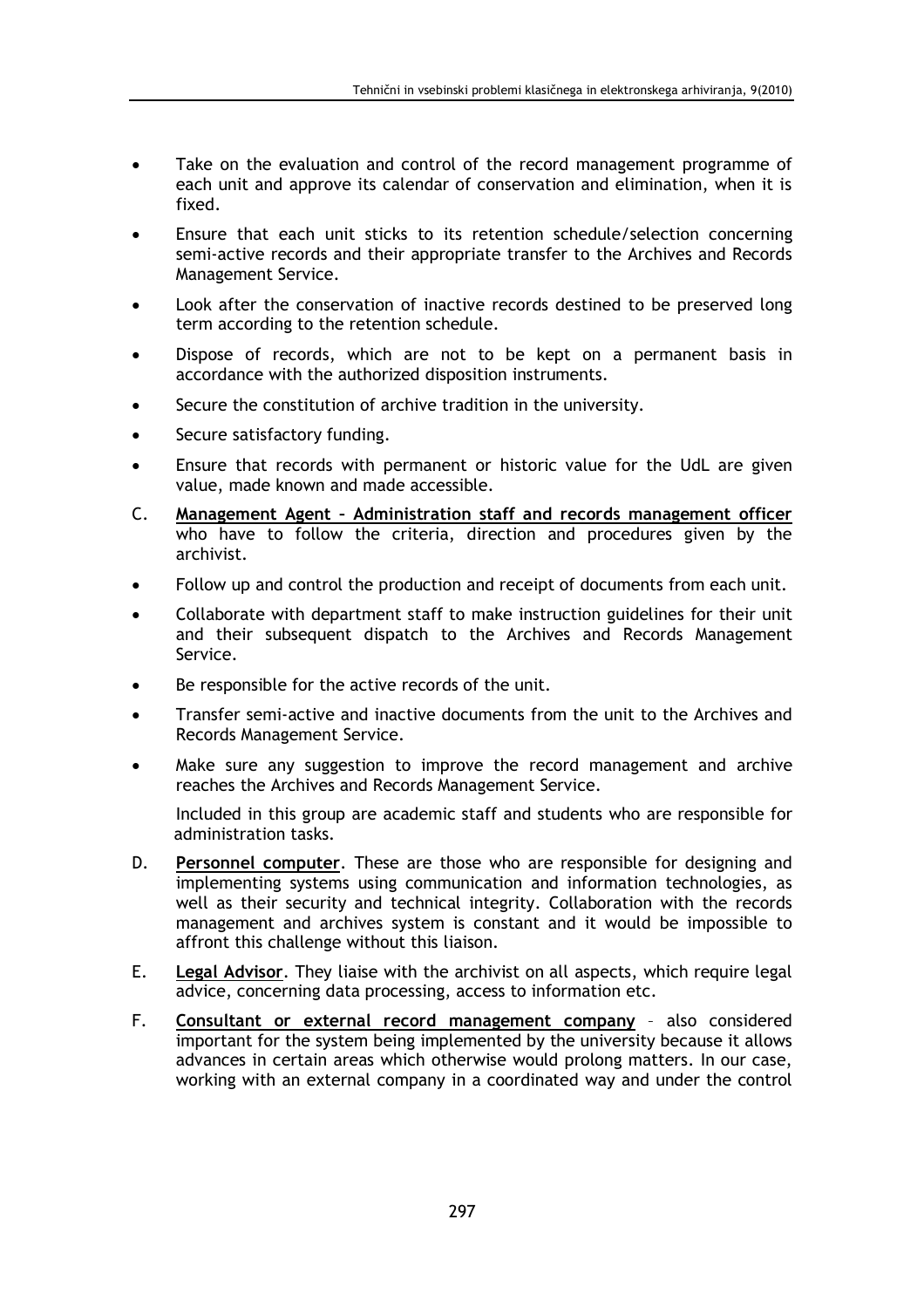- Take on the evaluation and control of the record management programme of each unit and approve its calendar of conservation and elimination, when it is fixed.
- Ensure that each unit sticks to its retention schedule/selection concerning semi-active records and their appropriate transfer to the Archives and Records Management Service.
- Look after the conservation of inactive records destined to be preserved long term according to the retention schedule.
- Dispose of records, which are not to be kept on a permanent basis in accordance with the authorized disposition instruments.
- Secure the constitution of archive tradition in the university.
- Secure satisfactory funding.
- Ensure that records with permanent or historic value for the UdL are given value, made known and made accessible.

C. **Management Agent – Administration staff and records management officer** who have to follow the criteria, direction and procedures given by the archivist.

- Follow up and control the production and receipt of documents from each unit.
- Collaborate with department staff to make instruction guidelines for their unit and their subsequent dispatch to the Archives and Records Management Service.
- Be responsible for the active records of the unit.
- Transfer semi-active and inactive documents from the unit to the Archives and Records Management Service.
- Make sure any suggestion to improve the record management and archive reaches the Archives and Records Management Service.

Included in this group are academic staff and students who are responsible for administration tasks.

D. **Personnel computer**. These are those who are responsible for designing and implementing systems using communication and information technologies, as well as their security and technical integrity. Collaboration with the records management and archives system is constant and it would be impossible to affront this challenge without this liaison.

E. **Legal Advisor**. They liaise with the archivist on all aspects, which require legal advice, concerning data processing, access to information etc.

F. **Consultant or external record management company** – also considered important for the system being implemented by the university because it allows advances in certain areas which otherwise would prolong matters. In our case, working with an external company in a coordinated way and under the control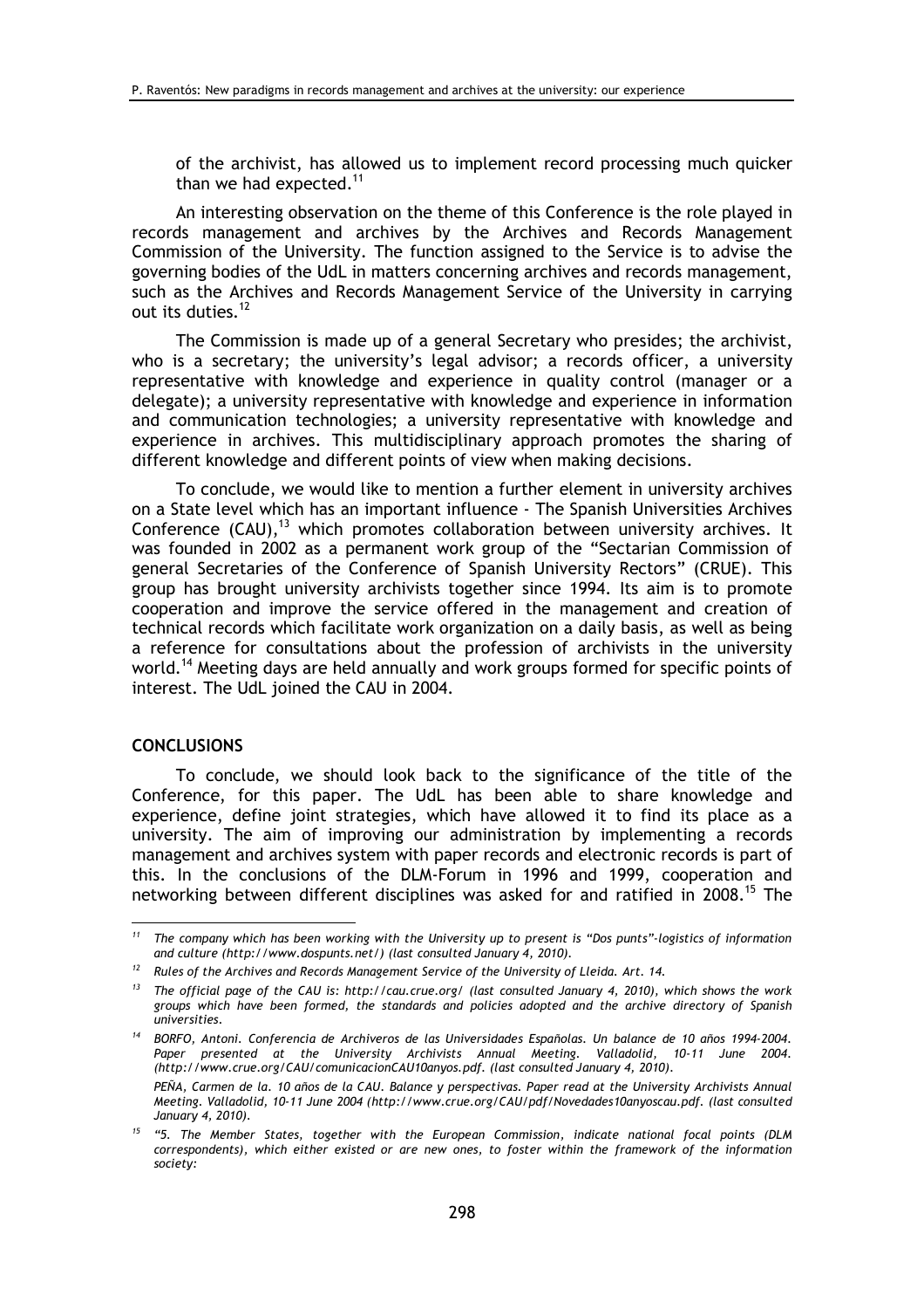of the archivist, has allowed us to implement record processing much quicker than we had expected.[11]

An interesting observation on the theme of this Conference is the role played in records management and archives by the Archives and Records Management Commission of the University. The function assigned to the Service is to advise the governing bodies of the UdL in matters concerning archives and records management, such as the Archives and Records Management Service of the University in carrying out its duties.[12]

The Commission is made up of a general Secretary who presides; the archivist, who is a secretary; the university's legal advisor; a records officer, a university representative with knowledge and experience in quality control (manager or a delegate); a university representative with knowledge and experience in information and communication technologies; a university representative with knowledge and experience in archives. This multidisciplinary approach promotes the sharing of different knowledge and different points of view when making decisions.

To conclude, we would like to mention a further element in university archives on a State level which has an important influence - The Spanish Universities Archives Conference (CAU),[13] which promotes collaboration between university archives. It was founded in 2002 as a permanent work group of the "Sectarian Commission of general Secretaries of the Conference of Spanish University Rectors" (CRUE). This group has brought university archivists together since 1994. Its aim is to promote cooperation and improve the service offered in the management and creation of technical records which facilitate work organization on a daily basis, as well as being a reference for consultations about the profession of archivists in the university world.[14] Meeting days are held annually and work groups formed for specific points of interest. The UdL joined the CAU in 2004.

## CONCLUSIONS

To conclude, we should look back to the significance of the title of the Conference, for this paper. The UdL has been able to share knowledge and experience, define joint strategies, which have allowed it to find its place as a university. The aim of improving our administration by implementing a records management and archives system with paper records and electronic records is part of this. In the conclusions of the DLM-Forum in 1996 and 1999, cooperation and networking between different disciplines was asked for and ratified in 2008.[15] The

---

[11] *The company which has been working with the University up to present is "Dos punts"-logistics of information and culture (http://www.dospunts.net/) (last consulted January 4, 2010).*

[12] *Rules of the Archives and Records Management Service of the University of Lleida. Art. 14.*

[13] *The official page of the CAU is: http://cau.crue.org/ (last consulted January 4, 2010), which shows the work groups which have been formed, the standards and policies adopted and the archive directory of Spanish universities.*

[14] *BORFO, Antoni. Conferencia de Archiveros de las Universidades Españolas. Un balance de 10 años 1994-2004. Paper presented at the University Archivists Annual Meeting. Valladolid, 10-11 June 2004. (http://www.crue.org/CAU/comunicacionCAU10anyos.pdf. (last consulted January 4, 2010).*

*PEÑA, Carmen de la. 10 años de la CAU. Balance y perspectivas. Paper read at the University Archivists Annual Meeting. Valladolid, 10-11 June 2004 (http://www.crue.org/CAU/pdf/Novedades10anyoscau.pdf. (last consulted January 4, 2010).*

[15] *"5. The Member States, together with the European Commission, indicate national focal points (DLM correspondents), which either existed or are new ones, to foster within the framework of the information society:*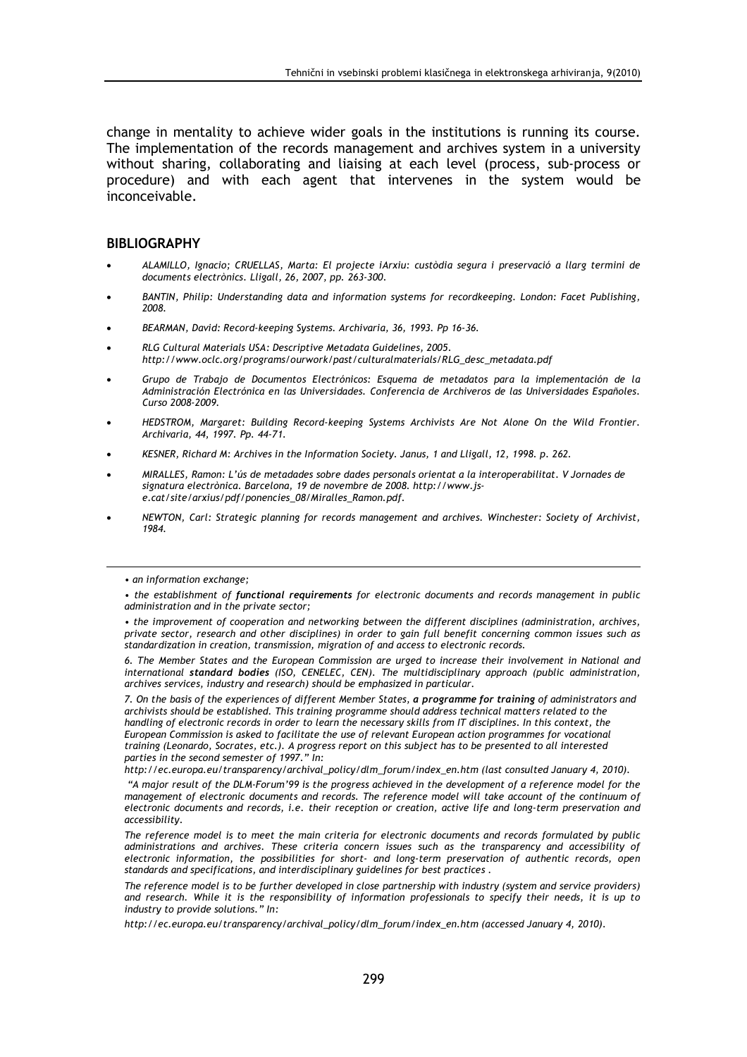change in mentality to achieve wider goals in the institutions is running its course. The implementation of the records management and archives system in a university without sharing, collaborating and liaising at each level (process, sub-process or procedure) and with each agent that intervenes in the system would be inconceivable.

## BIBLIOGRAPHY

- *ALAMILLO, Ignacio; CRUELLAS, Marta: El projecte iArxiu: custòdia segura i preservació a llarg termini de documents electrònics. Lligall, 26, 2007, pp. 263-300.*
- *BANTIN, Philip: Understanding data and information systems for recordkeeping. London: Facet Publishing, 2008.*
- *BEARMAN, David: Record-keeping Systems. Archivaria, 36, 1993. Pp 16-36.*
- *RLG Cultural Materials USA: Descriptive Metadata Guidelines, 2005. http://www.oclc.org/programs/ourwork/past/culturalmaterials/RLG_desc_metadata.pdf*
- *Grupo de Trabajo de Documentos Electrónicos: Esquema de metadatos para la implementación de la Administración Electrónica en las Universidades. Conferencia de Archiveros de las Universidades Españoles. Curso 2008-2009.*
- *HEDSTROM, Margaret: Building Record-keeping Systems Archivists Are Not Alone On the Wild Frontier. Archivaria, 44, 1997. Pp. 44-71.*
- *KESNER, Richard M: Archives in the Information Society. Janus, 1 and Lligall, 12, 1998. p. 262.*
- *MIRALLES, Ramon: L'ús de metadades sobre dades personals orientat a la interoperabilitat. V Jornades de signatura electrònica. Barcelona, 19 de novembre de 2008. http://www.js-e.cat/site/arxius/pdf/ponencies_08/Miralles_Ramon.pdf.*
- *NEWTON, Carl: Strategic planning for records management and archives. Winchester: Society of Archivist, 1984.*

---

*• an information exchange;*

*• the establishment of **functional requirements** for electronic documents and records management in public administration and in the private sector;*

*• the improvement of cooperation and networking between the different disciplines (administration, archives, private sector, research and other disciplines) in order to gain full benefit concerning common issues such as standardization in creation, transmission, migration of and access to electronic records.*

*6. The Member States and the European Commission are urged to increase their involvement in National and international **standard bodies** (ISO, CENELEC, CEN). The multidisciplinary approach (public administration, archives services, industry and research) should be emphasized in particular.*

*7. On the basis of the experiences of different Member States, **a programme for training** of administrators and archivists should be established. This training programme should address technical matters related to the handling of electronic records in order to learn the necessary skills from IT disciplines. In this context, the European Commission is asked to facilitate the use of relevant European action programmes for vocational training (Leonardo, Socrates, etc.). A progress report on this subject has to be presented to all interested parties in the second semester of 1997." In:*

*http://ec.europa.eu/transparency/archival_policy/dlm_forum/index_en.htm (last consulted January 4, 2010).*

*"A major result of the DLM-Forum'99 is the progress achieved in the development of a reference model for the management of electronic documents and records. The reference model will take account of the continuum of electronic documents and records, i.e. their reception or creation, active life and long-term preservation and accessibility.*

*The reference model is to meet the main criteria for electronic documents and records formulated by public administrations and archives. These criteria concern issues such as the transparency and accessibility of electronic information, the possibilities for short- and long-term preservation of authentic records, open standards and specifications, and interdisciplinary guidelines for best practices .*

*The reference model is to be further developed in close partnership with industry (system and service providers) and research. While it is the responsibility of information professionals to specify their needs, it is up to industry to provide solutions." In:*

*http://ec.europa.eu/transparency/archival_policy/dlm_forum/index_en.htm (accessed January 4, 2010).*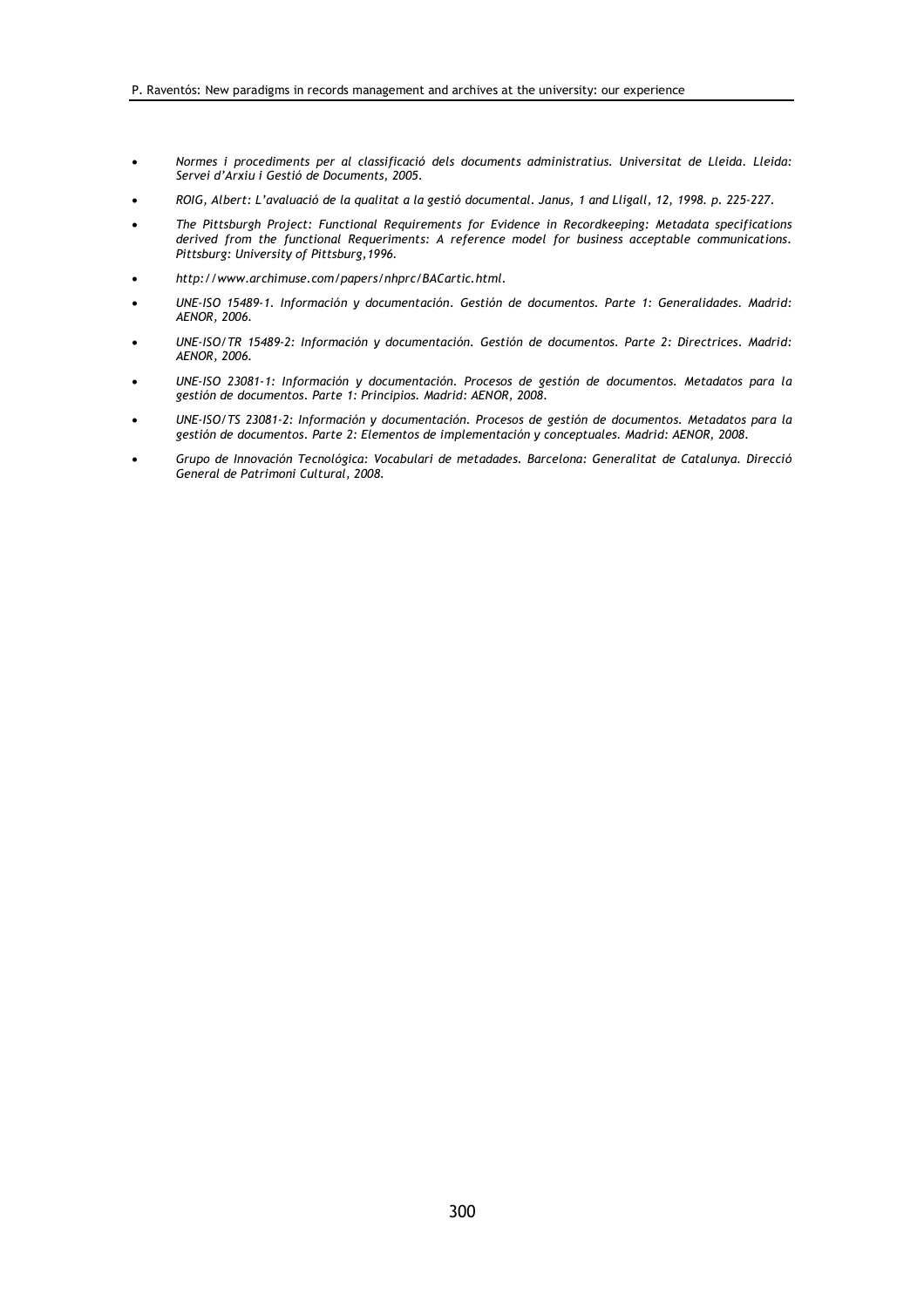- *Normes i procediments per al classificació dels documents administratius. Universitat de Lleida. Lleida: Servei d'Arxiu i Gestió de Documents, 2005.*
- *ROIG, Albert: L'avaluació de la qualitat a la gestió documental. Janus, 1 and Lligall, 12, 1998. p. 225-227.*
- *The Pittsburgh Project: Functional Requirements for Evidence in Recordkeeping: Metadata specifications derived from the functional Requeriments: A reference model for business acceptable communications. Pittsburg: University of Pittsburg,1996.*
- *http://www.archimuse.com/papers/nhprc/BACartic.html.*
- *UNE-ISO 15489-1. Información y documentación. Gestión de documentos. Parte 1: Generalidades. Madrid: AENOR, 2006.*
- *UNE-ISO/TR 15489-2: Información y documentación. Gestión de documentos. Parte 2: Directrices. Madrid: AENOR, 2006.*
- *UNE-ISO 23081-1: Información y documentación. Procesos de gestión de documentos. Metadatos para la gestión de documentos. Parte 1: Principios. Madrid: AENOR, 2008.*
- *UNE-ISO/TS 23081-2: Información y documentación. Procesos de gestión de documentos. Metadatos para la gestión de documentos. Parte 2: Elementos de implementación y conceptuales. Madrid: AENOR, 2008.*
- *Grupo de Innovación Tecnológica: Vocabulari de metadades. Barcelona: Generalitat de Catalunya. Direcció General de Patrimoni Cultural, 2008.*